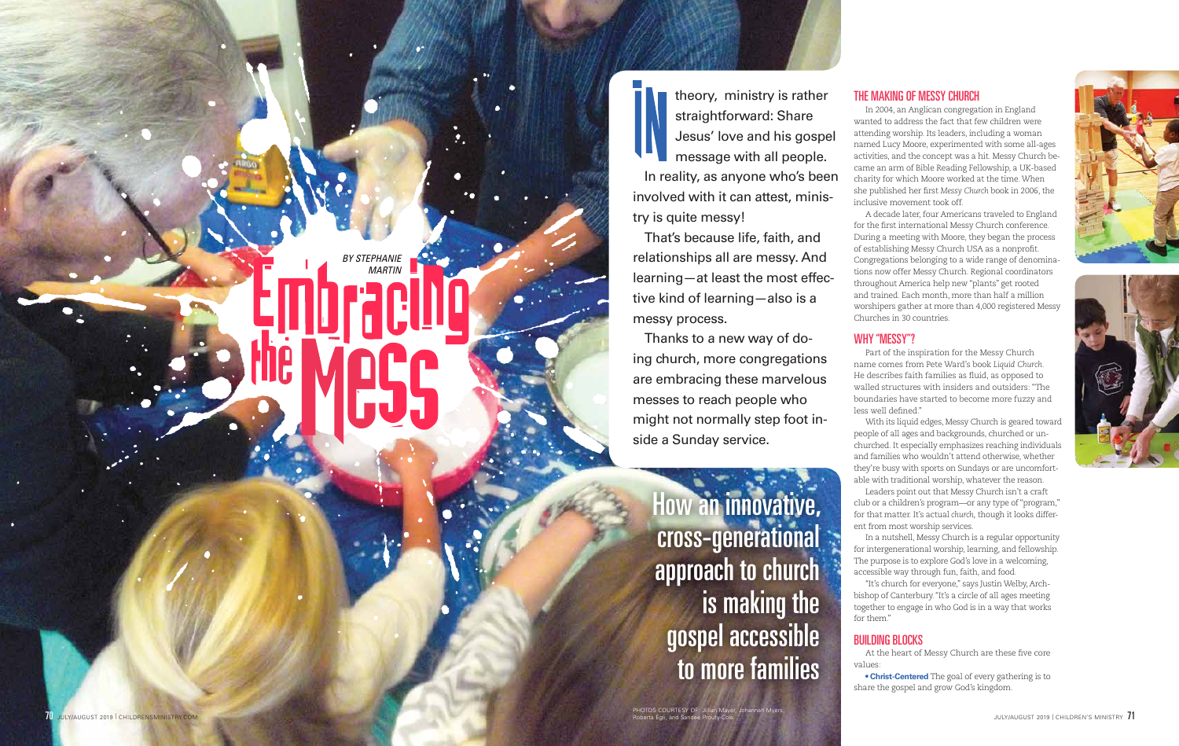# Embracing the Mess

BY STEPHANIE MARTIN

How an innovative, cross-generational approach to church is making the gospel accessible to more families

In theory, ministry is rather straightforward: Share Jesus' love and his gospel message with all people.

In reality, as anyone who's been involved with it can attest, ministry is quite messy!

That's because life, faith, and relationships all are messy. And learning—at least the most effective kind of learning—also is a messy process.

Thanks to a new way of doing church, more congregations are embracing these marvelous messes to reach people who might not normally step foot inside a Sunday service.

## THE MAKING OF MESSY CHURCH

In 2004, an Anglican congregation in England wanted to address the fact that few children were attending worship. Its leaders, including a woman named Lucy Moore, experimented with some all-ages activities, and the concept was a hit. Messy Church became an arm of Bible Reading Fellowship, a UK-based charity for which Moore worked at the time. When she published her first *Messy Church* book in 2006, the inclusive movement took off.

A decade later, four Americans traveled to England for the first international Messy Church conference. During a meeting with Moore, they began the process of establishing Messy Church USA as a nonprofit. Congregations belonging to a wide range of denominations now offer Messy Church. Regional coordinators throughout America help new "plants" get rooted and trained. Each month, more than half a million worshipers gather at more than 4,000 registered Messy Churches in 30 countries.

## WHY "MESSY"?

Part of the inspiration for the Messy Church name comes from Pete Ward's book *Liquid Church*. He describes faith families as fluid, as opposed to walled structures with insiders and outsiders: "The boundaries have started to become more fuzzy and less well defined."

With its liquid edges, Messy Church is geared toward people of all ages and backgrounds, churched or unchurched. It especially emphasizes reaching individuals and families who wouldn't attend otherwise, whether they're busy with sports on Sundays or are uncomfortable with traditional worship, whatever the reason.

Leaders point out that Messy Church isn't a craft club or a children's program—or any type of "program," for that matter. It's actual *church*, though it looks different from most worship services.

In a nutshell, Messy Church is a regular opportunity for intergenerational worship, learning, and fellowship. The purpose is to explore God's love in a welcoming, accessible way through fun, faith, and food.

"It's church for everyone," says Justin Welby, Archbishop of Canterbury. "It's a circle of all ages meeting together to engage in who God is in a way that works for them."

## BUILDING BLOCKS

At the heart of Messy Church are these five core values:

- **Christ-Centered** The goal of every gathering is to share the gospel and grow God's kingdom.

PHOTOS COURTESY OF: Jillian Mayer, Johannah Myers, Roberta Egli, and Sandee Prouty Cole.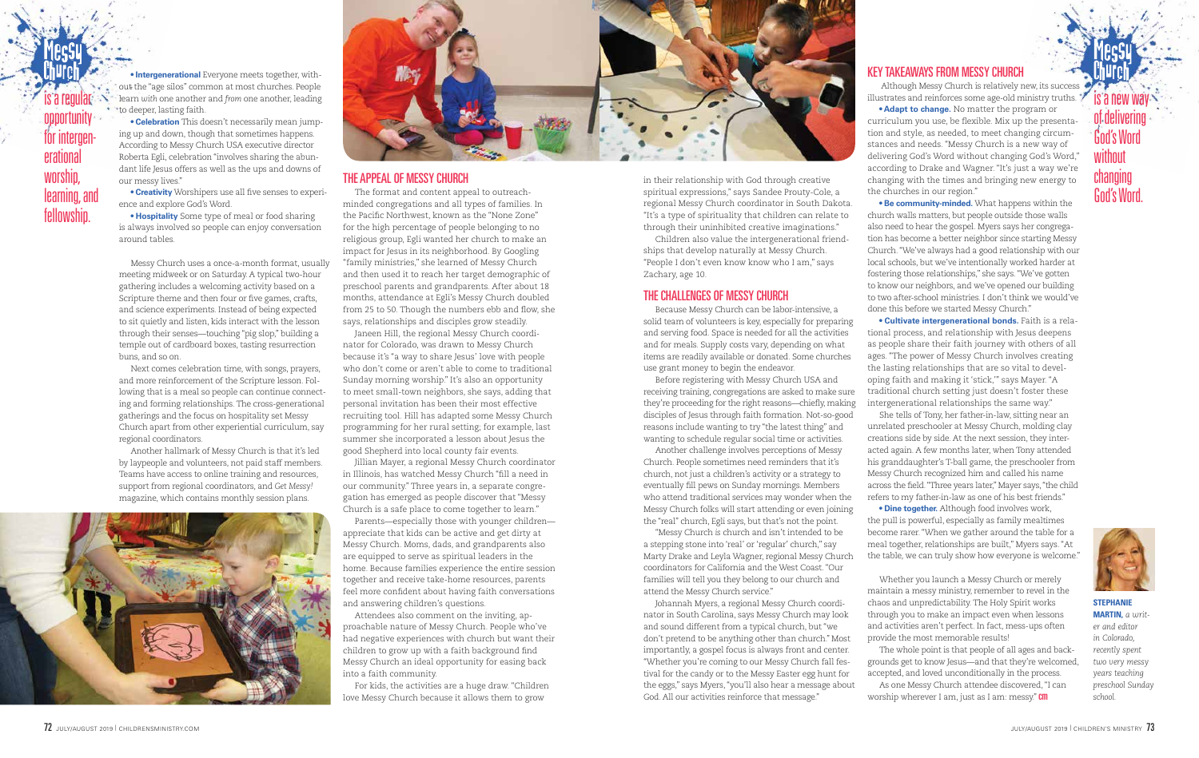Messy Church is a regular opportunity for intergenerational worship, learning, and fellowship.

- **Intergenerational** Everyone meets together, without the "age silos" common at most churches. People learn *with* one another and *from* one another, leading to deeper, lasting faith.
- **Celebration** This doesn't necessarily mean jumping up and down, though that sometimes happens. According to Messy Church USA executive director Roberta Egli, celebration "involves sharing the abundant life Jesus offers as well as the ups and downs of our messy lives."
- **Creativity** Worshipers use all five senses to experience and explore God's Word.
- **Hospitality** Some type of meal or food sharing is always involved so people can enjoy conversation around tables.

Messy Church uses a once-a-month format, usually meeting midweek or on Saturday. A typical two-hour gathering includes a welcoming activity based on a Scripture theme and then four or five games, crafts, and science experiments. Instead of being expected to sit quietly and listen, kids interact with the lesson through their senses—touching "pig slop," building a temple out of cardboard boxes, tasting resurrection buns, and so on.

Next comes celebration time, with songs, prayers, and more reinforcement of the Scripture lesson. Following that is a meal so people can continue connecting and forming relationships. The cross-generational gatherings and the focus on hospitality set Messy Church apart from other experiential curriculum, say regional coordinators.

Another hallmark of Messy Church is that it's led by laypeople and volunteers, not paid staff members. Teams have access to online training and resources, support from regional coordinators, and *Get Messy!* magazine, which contains monthly session plans.

## THE APPEAL OF MESSY CHURCH

The format and content appeal to outreach-minded congregations and all types of families. In the Pacific Northwest, known as the "None Zone" for the high percentage of people belonging to no religious group, Egli wanted her church to make an impact for Jesus in its neighborhood. By Googling "family ministries," she learned of Messy Church and then used it to reach her target demographic of preschool parents and grandparents. After about 18 months, attendance at Egli's Messy Church doubled from 25 to 50. Though the numbers ebb and flow, she says, relationships and disciples grow steadily.

Janeen Hill, the regional Messy Church coordinator for Colorado, was drawn to Messy Church because it's "a way to share Jesus' love with people who don't come or aren't able to come to traditional Sunday morning worship." It's also an opportunity to meet small-town neighbors, she says, adding that personal invitation has been their most effective recruiting tool. Hill has adapted some Messy Church programming for her rural setting; for example, last summer she incorporated a lesson about Jesus the good Shepherd into local county fair events.

Jillian Mayer, a regional Messy Church coordinator in Illinois, has watched Messy Church "fill a need in our community." Three years in, a separate congregation has emerged as people discover that "Messy Church is a safe place to come together to learn."

Parents—especially those with younger children—appreciate that kids can be active and get dirty at Messy Church. Moms, dads, and grandparents also are equipped to serve as spiritual leaders in the home. Because families experience the entire session together and receive take-home resources, parents feel more confident about having faith conversations and answering children's questions.

Attendees also comment on the inviting, approachable nature of Messy Church. People who've had negative experiences with church but want their children to grow up with a faith background find Messy Church an ideal opportunity for easing back into a faith community.

For kids, the activities are a huge draw. "Children love Messy Church because it allows them to grow in their relationship with God through creative spiritual expressions," says Sandee Prouty-Cole, a regional Messy Church coordinator in South Dakota. "It's a type of spirituality that children can relate to through their uninhibited creative imaginations."

Children also value the intergenerational friendships that develop naturally at Messy Church. "People I don't even know know who I am," says Zachary, age 10.

## THE CHALLENGES OF MESSY CHURCH

Because Messy Church can be labor-intensive, a solid team of volunteers is key, especially for preparing and serving food. Space is needed for all the activities and for meals. Supply costs vary, depending on what items are readily available or donated. Some churches use grant money to begin the endeavor.

Before registering with Messy Church USA and receiving training, congregations are asked to make sure they're proceeding for the right reasons—chiefly, making disciples of Jesus through faith formation. Not-so-good reasons include wanting to try "the latest thing" and wanting to schedule regular social time or activities.

Another challenge involves perceptions of Messy Church. People sometimes need reminders that it's church, not just a children's activity or a strategy to eventually fill pews on Sunday mornings. Members who attend traditional services may wonder when the Messy Church folks will start attending or even joining the "real" church, Egli says, but that's not the point.

"Messy Church is church and isn't intended to be a stepping stone into 'real' or 'regular' church," say Marty Drake and Leyla Wagner, regional Messy Church coordinators for California and the West Coast. "Our families will tell you they belong to our church and attend the Messy Church service."

Johannah Myers, a regional Messy Church coordinator in South Carolina, says Messy Church may look and sound different from a typical church, but "we don't pretend to be anything other than church." Most importantly, a gospel focus is always front and center. "Whether you're coming to our Messy Church fall festival for the candy or to the Messy Easter egg hunt for the eggs," says Myers, "you'll also hear a message about God. All our activities reinforce that message."

## KEY TAKEAWAYS FROM MESSY CHURCH

Although Messy Church is relatively new, its success illustrates and reinforces some age-old ministry truths.

- **Adapt to change.** No matter the program or curriculum you use, be flexible. Mix up the presentation and style, as needed, to meet changing circumstances and needs. "Messy Church is a new way of delivering God's Word without changing God's Word," according to Drake and Wagner. "It's just a way we're changing with the times and bringing new energy to the churches in our region."
- **Be community-minded.** What happens within the church walls matters, but people outside those walls also need to hear the gospel. Myers says her congregation has become a better neighbor since starting Messy Church. "We've always had a good relationship with our local schools, but we've intentionally worked harder at fostering those relationships," she says. "We've gotten to know our neighbors, and we've opened our building to two after-school ministries. I don't think we would've done this before we started Messy Church."
- **Cultivate intergenerational bonds.** Faith is a relational process, and relationship with Jesus deepens as people share their faith journey with others of all ages. "The power of Messy Church involves creating the lasting relationships that are so vital to developing faith and making it 'stick,'" says Mayer. "A traditional church setting just doesn't foster these intergenerational relationships the same way."

She tells of Tony, her father-in-law, sitting near an unrelated preschooler at Messy Church, molding clay creations side by side. At the next session, they interacted again. A few months later, when Tony attended his granddaughter's T-ball game, the preschooler from Messy Church recognized him and called his name across the field. "Three years later," Mayer says, "the child refers to my father-in-law as one of his best friends."

- **Dine together.** Although food involves work, the pull is powerful, especially as family mealtimes become rarer. "When we gather around the table for a meal together, relationships are built," Myers says. "At the table, we can truly show how everyone is welcome."

Messy Church is a new way of delivering God's Word without changing God's Word.

Whether you launch a Messy Church or merely maintain a messy ministry, remember to revel in the chaos and unpredictability. The Holy Spirit works through you to make an impact even when lessons and activities aren't perfect. In fact, mess-ups often provide the most memorable results!

The whole point is that people of all ages and backgrounds get to know Jesus—and that they're welcomed, accepted, and loved unconditionally in the process.

As one Messy Church attendee discovered, "I can worship wherever I am, just as I am: messy." CM

**STEPHANIE MARTIN,** *a writer and editor in Colorado, recently spent two very messy years teaching preschool Sunday school.*